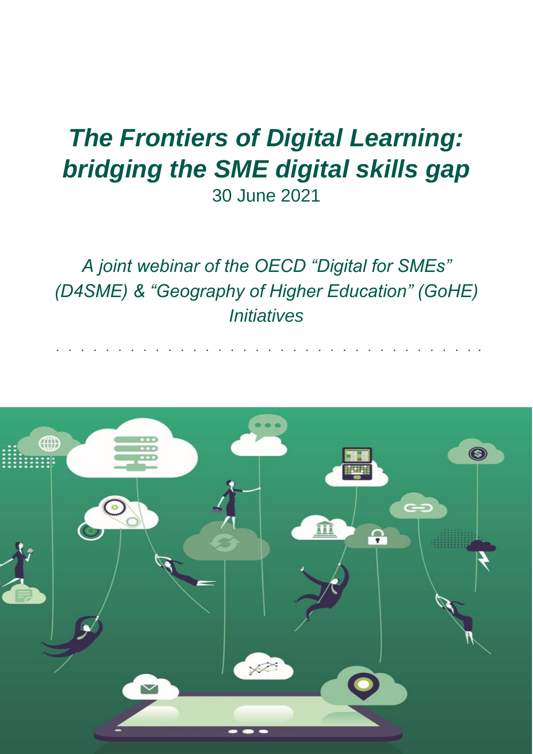# *The Frontiers of Digital Learning: bridging the SME digital skills gap*

30 June 2021

*A joint webinar of the OECD "Digital for SMEs" (D4SME) & "Geography of Higher Education" (GoHE) Initiatives*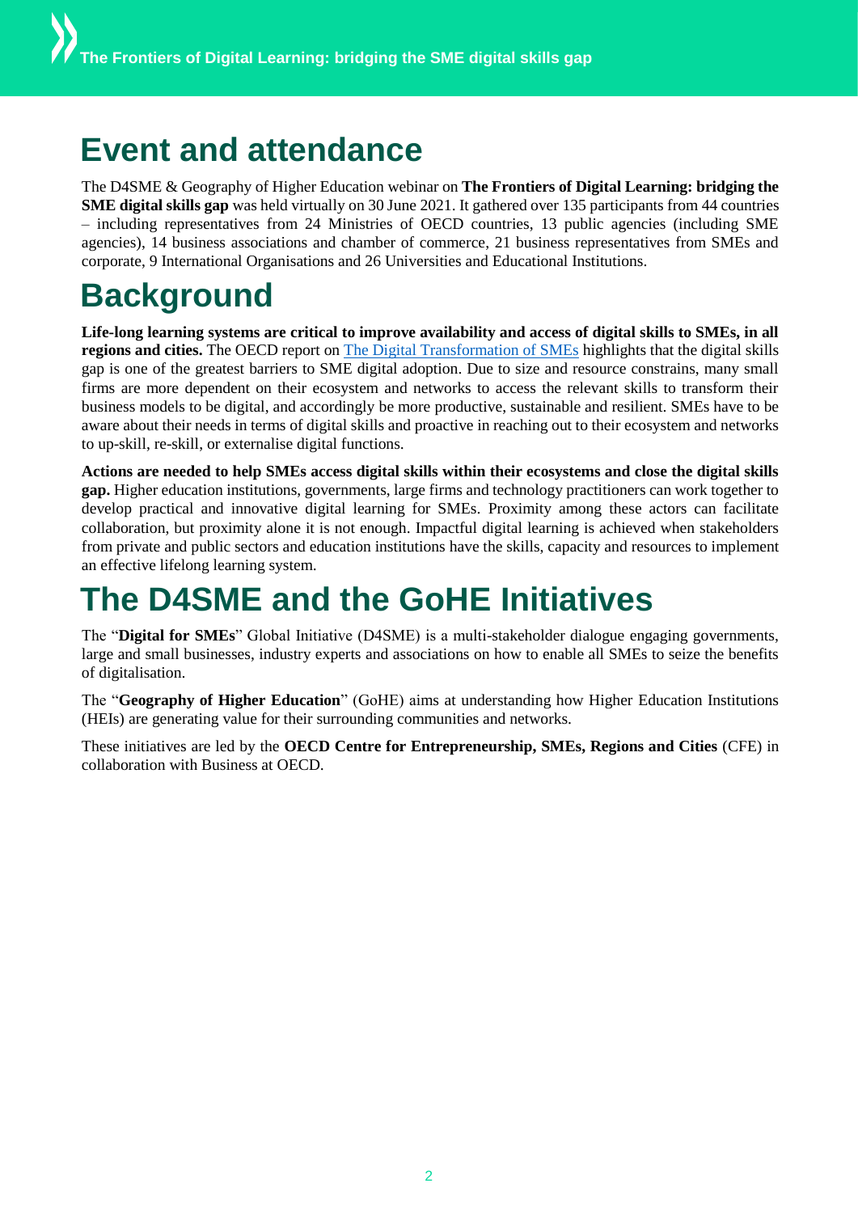# Event and attendance

The D4SME & Geography of Higher Education webinar on **The Frontiers of Digital Learning: bridging the SME digital skills gap** was held virtually on 30 June 2021. It gathered over 135 participants from 44 countries – including representatives from 24 Ministries of OECD countries, 13 public agencies (including SME agencies), 14 business associations and chamber of commerce, 21 business representatives from SMEs and corporate, 9 International Organisations and 26 Universities and Educational Institutions.

# Background

**Life-long learning systems are critical to improve availability and access of digital skills to SMEs, in all regions and cities.** The OECD report on [The Digital Transformation of SMEs] highlights that the digital skills gap is one of the greatest barriers to SME digital adoption. Due to size and resource constrains, many small firms are more dependent on their ecosystem and networks to access the relevant skills to transform their business models to be digital, and accordingly be more productive, sustainable and resilient. SMEs have to be aware about their needs in terms of digital skills and proactive in reaching out to their ecosystem and networks to up-skill, re-skill, or externalise digital functions.

**Actions are needed to help SMEs access digital skills within their ecosystems and close the digital skills gap.** Higher education institutions, governments, large firms and technology practitioners can work together to develop practical and innovative digital learning for SMEs. Proximity among these actors can facilitate collaboration, but proximity alone it is not enough. Impactful digital learning is achieved when stakeholders from private and public sectors and education institutions have the skills, capacity and resources to implement an effective lifelong learning system.

# The D4SME and the GoHE Initiatives

The "**Digital for SMEs**" Global Initiative (D4SME) is a multi-stakeholder dialogue engaging governments, large and small businesses, industry experts and associations on how to enable all SMEs to seize the benefits of digitalisation.

The "**Geography of Higher Education**" (GoHE) aims at understanding how Higher Education Institutions (HEIs) are generating value for their surrounding communities and networks.

These initiatives are led by the **OECD Centre for Entrepreneurship, SMEs, Regions and Cities** (CFE) in collaboration with Business at OECD.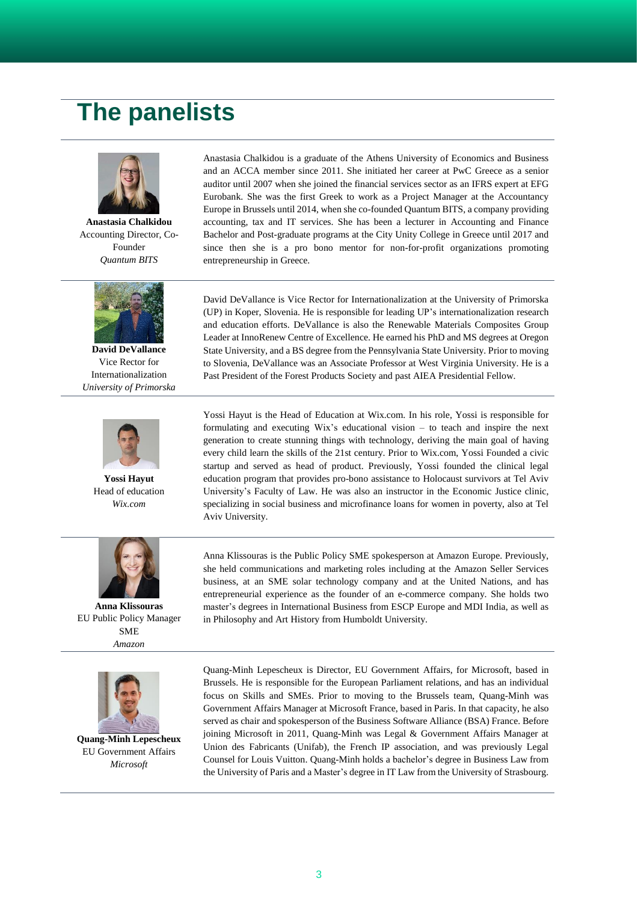# The panelists

**Anastasia Chalkidou**
Accounting Director, Co-Founder
*Quantum BITS*

Anastasia Chalkidou is a graduate of the Athens University of Economics and Business and an ACCA member since 2011. She initiated her career at PwC Greece as a senior auditor until 2007 when she joined the financial services sector as an IFRS expert at EFG Eurobank. She was the first Greek to work as a Project Manager at the Accountancy Europe in Brussels until 2014, when she co-founded Quantum BITS, a company providing accounting, tax and IT services. She has been a lecturer in Accounting and Finance Bachelor and Post-graduate programs at the City Unity College in Greece until 2017 and since then she is a pro bono mentor for non-for-profit organizations promoting entrepreneurship in Greece.

---

**David DeVallance**
Vice Rector for Internationalization
*University of Primorska*

David DeVallance is Vice Rector for Internationalization at the University of Primorska (UP) in Koper, Slovenia. He is responsible for leading UP's internationalization research and education efforts. DeVallance is also the Renewable Materials Composites Group Leader at InnoRenew Centre of Excellence. He earned his PhD and MS degrees at Oregon State University, and a BS degree from the Pennsylvania State University. Prior to moving to Slovenia, DeVallance was an Associate Professor at West Virginia University. He is a Past President of the Forest Products Society and past AIEA Presidential Fellow.

---

**Yossi Hayut**
Head of education
*Wix.com*

Yossi Hayut is the Head of Education at Wix.com. In his role, Yossi is responsible for formulating and executing Wix's educational vision – to teach and inspire the next generation to create stunning things with technology, deriving the main goal of having every child learn the skills of the 21st century. Prior to Wix.com, Yossi Founded a civic startup and served as head of product. Previously, Yossi founded the clinical legal education program that provides pro-bono assistance to Holocaust survivors at Tel Aviv University's Faculty of Law. He was also an instructor in the Economic Justice clinic, specializing in social business and microfinance loans for women in poverty, also at Tel Aviv University.

---

**Anna Klissouras**
EU Public Policy Manager SME
*Amazon*

Anna Klissouras is the Public Policy SME spokesperson at Amazon Europe. Previously, she held communications and marketing roles including at the Amazon Seller Services business, at an SME solar technology company and at the United Nations, and has entrepreneurial experience as the founder of an e-commerce company. She holds two master's degrees in International Business from ESCP Europe and MDI India, as well as in Philosophy and Art History from Humboldt University.

---

**Quang-Minh Lepescheux**
EU Government Affairs
*Microsoft*

Quang-Minh Lepescheux is Director, EU Government Affairs, for Microsoft, based in Brussels. He is responsible for the European Parliament relations, and has an individual focus on Skills and SMEs. Prior to moving to the Brussels team, Quang-Minh was Government Affairs Manager at Microsoft France, based in Paris. In that capacity, he also served as chair and spokesperson of the Business Software Alliance (BSA) France. Before joining Microsoft in 2011, Quang-Minh was Legal & Government Affairs Manager at Union des Fabricants (Unifab), the French IP association, and was previously Legal Counsel for Louis Vuitton. Quang-Minh holds a bachelor's degree in Business Law from the University of Paris and a Master's degree in IT Law from the University of Strasbourg.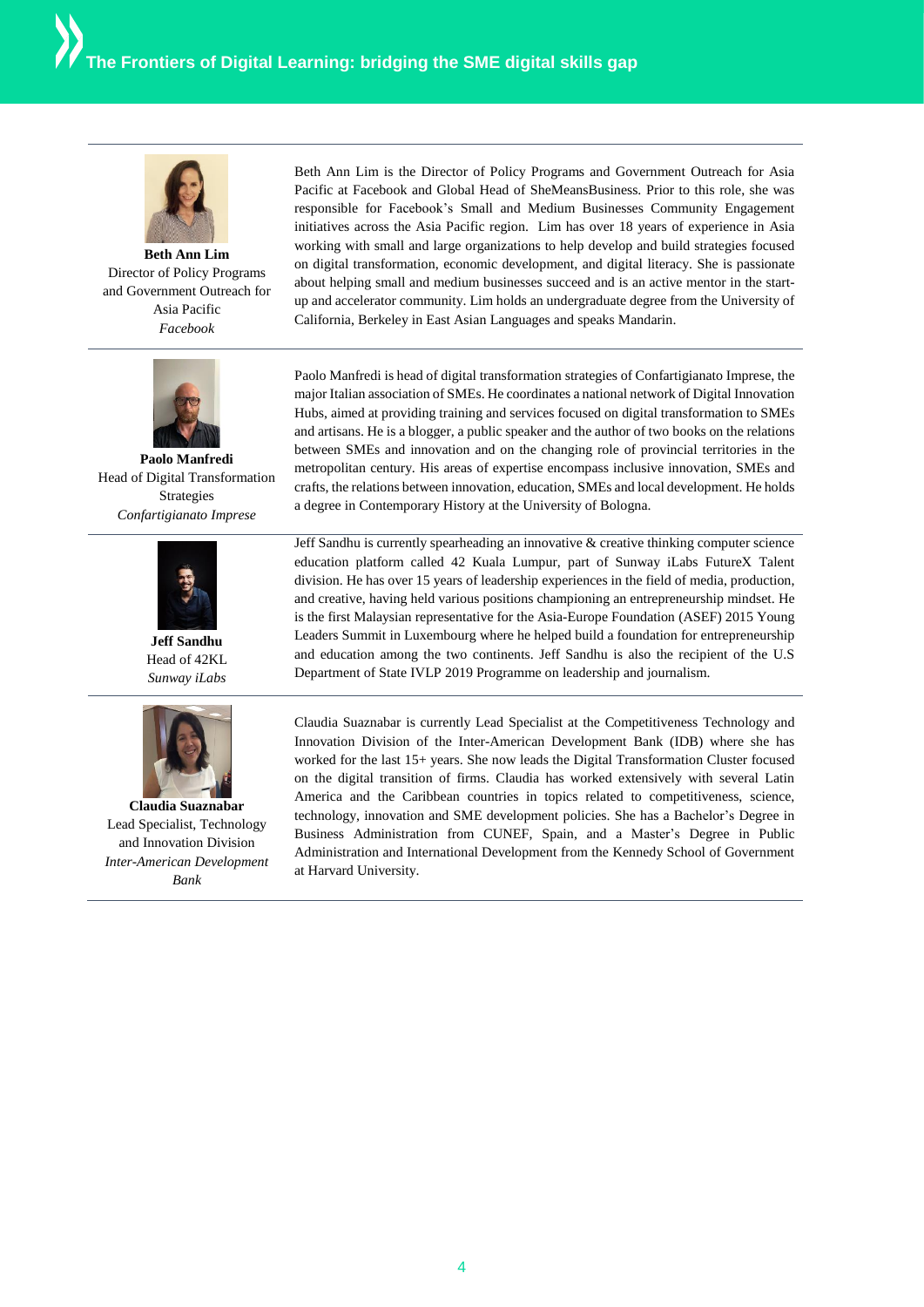**Beth Ann Lim**
Director of Policy Programs and Government Outreach for Asia Pacific
*Facebook*

Beth Ann Lim is the Director of Policy Programs and Government Outreach for Asia Pacific at Facebook and Global Head of SheMeansBusiness. Prior to this role, she was responsible for Facebook's Small and Medium Businesses Community Engagement initiatives across the Asia Pacific region. Lim has over 18 years of experience in Asia working with small and large organizations to help develop and build strategies focused on digital transformation, economic development, and digital literacy. She is passionate about helping small and medium businesses succeed and is an active mentor in the start-up and accelerator community. Lim holds an undergraduate degree from the University of California, Berkeley in East Asian Languages and speaks Mandarin.

---

**Paolo Manfredi**
Head of Digital Transformation Strategies
*Confartigianato Imprese*

Paolo Manfredi is head of digital transformation strategies of Confartigianato Imprese, the major Italian association of SMEs. He coordinates a national network of Digital Innovation Hubs, aimed at providing training and services focused on digital transformation to SMEs and artisans. He is a blogger, a public speaker and the author of two books on the relations between SMEs and innovation and on the changing role of provincial territories in the metropolitan century. His areas of expertise encompass inclusive innovation, SMEs and crafts, the relations between innovation, education, SMEs and local development. He holds a degree in Contemporary History at the University of Bologna.

---

**Jeff Sandhu**
Head of 42KL
*Sunway iLabs*

Jeff Sandhu is currently spearheading an innovative & creative thinking computer science education platform called 42 Kuala Lumpur, part of Sunway iLabs FutureX Talent division. He has over 15 years of leadership experiences in the field of media, production, and creative, having held various positions championing an entrepreneurship mindset. He is the first Malaysian representative for the Asia-Europe Foundation (ASEF) 2015 Young Leaders Summit in Luxembourg where he helped build a foundation for entrepreneurship and education among the two continents. Jeff Sandhu is also the recipient of the U.S Department of State IVLP 2019 Programme on leadership and journalism.

---

**Claudia Suaznabar**
Lead Specialist, Technology and Innovation Division
*Inter-American Development Bank*

Claudia Suaznabar is currently Lead Specialist at the Competitiveness Technology and Innovation Division of the Inter-American Development Bank (IDB) where she has worked for the last 15+ years. She now leads the Digital Transformation Cluster focused on the digital transition of firms. Claudia has worked extensively with several Latin America and the Caribbean countries in topics related to competitiveness, science, technology, innovation and SME development policies. She has a Bachelor's Degree in Business Administration from CUNEF, Spain, and a Master's Degree in Public Administration and International Development from the Kennedy School of Government at Harvard University.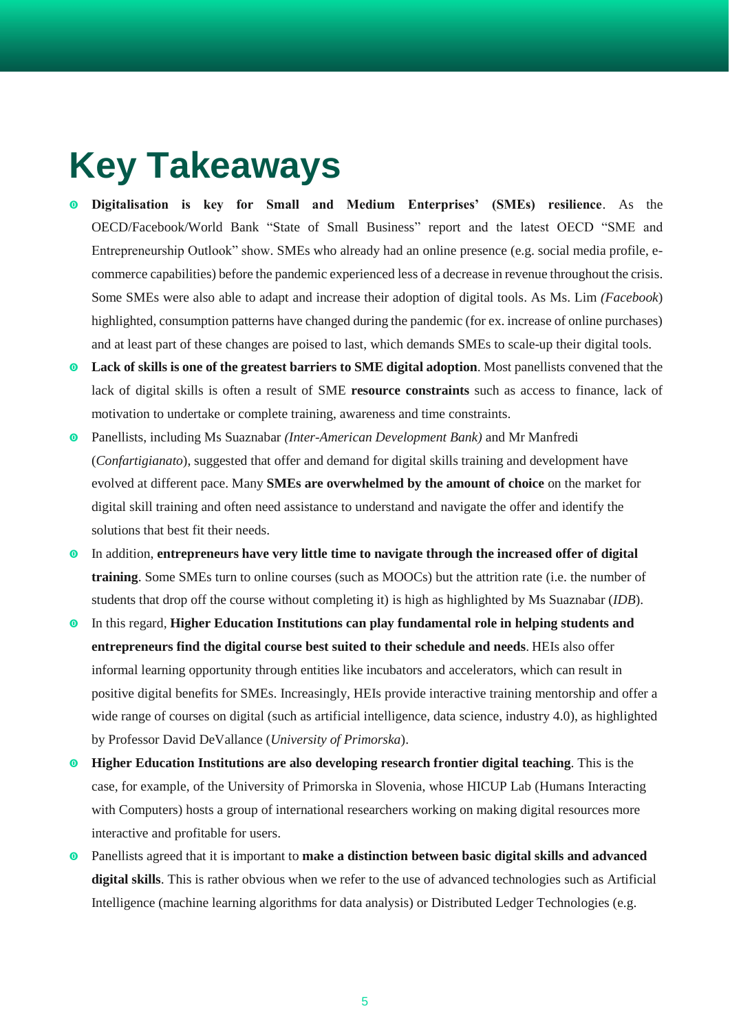# Key Takeaways

- **Digitalisation is key for Small and Medium Enterprises' (SMEs) resilience**. As the OECD/Facebook/World Bank "State of Small Business" report and the latest OECD "SME and Entrepreneurship Outlook" show. SMEs who already had an online presence (e.g. social media profile, e-commerce capabilities) before the pandemic experienced less of a decrease in revenue throughout the crisis. Some SMEs were also able to adapt and increase their adoption of digital tools. As Ms. Lim *(Facebook)* highlighted, consumption patterns have changed during the pandemic (for ex. increase of online purchases) and at least part of these changes are poised to last, which demands SMEs to scale-up their digital tools.
- **Lack of skills is one of the greatest barriers to SME digital adoption**. Most panellists convened that the lack of digital skills is often a result of SME **resource constraints** such as access to finance, lack of motivation to undertake or complete training, awareness and time constraints.
- Panellists, including Ms Suaznabar *(Inter-American Development Bank)* and Mr Manfredi (*Confartigianato*), suggested that offer and demand for digital skills training and development have evolved at different pace. Many **SMEs are overwhelmed by the amount of choice** on the market for digital skill training and often need assistance to understand and navigate the offer and identify the solutions that best fit their needs.
- In addition, **entrepreneurs have very little time to navigate through the increased offer of digital training**. Some SMEs turn to online courses (such as MOOCs) but the attrition rate (i.e. the number of students that drop off the course without completing it) is high as highlighted by Ms Suaznabar (*IDB*).
- In this regard, **Higher Education Institutions can play fundamental role in helping students and entrepreneurs find the digital course best suited to their schedule and needs**. HEIs also offer informal learning opportunity through entities like incubators and accelerators, which can result in positive digital benefits for SMEs. Increasingly, HEIs provide interactive training mentorship and offer a wide range of courses on digital (such as artificial intelligence, data science, industry 4.0), as highlighted by Professor David DeVallance (*University of Primorska*).
- **Higher Education Institutions are also developing research frontier digital teaching**. This is the case, for example, of the University of Primorska in Slovenia, whose HICUP Lab (Humans Interacting with Computers) hosts a group of international researchers working on making digital resources more interactive and profitable for users.
- Panellists agreed that it is important to **make a distinction between basic digital skills and advanced digital skills**. This is rather obvious when we refer to the use of advanced technologies such as Artificial Intelligence (machine learning algorithms for data analysis) or Distributed Ledger Technologies (e.g.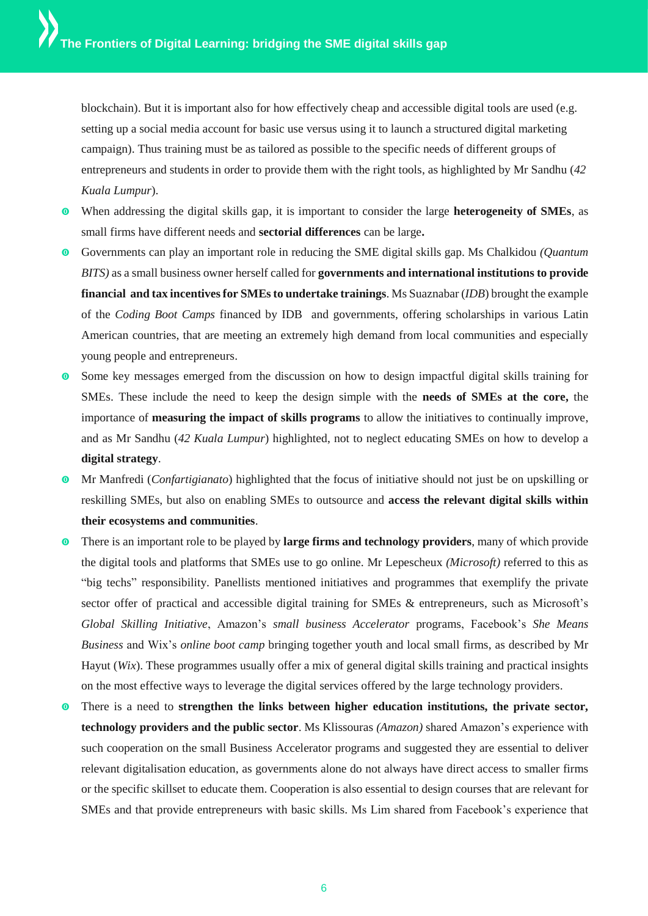blockchain). But it is important also for how effectively cheap and accessible digital tools are used (e.g. setting up a social media account for basic use versus using it to launch a structured digital marketing campaign). Thus training must be as tailored as possible to the specific needs of different groups of entrepreneurs and students in order to provide them with the right tools, as highlighted by Mr Sandhu (*42 Kuala Lumpur*).

- When addressing the digital skills gap, it is important to consider the large **heterogeneity of SMEs**, as small firms have different needs and **sectorial differences** can be large**.**
- Governments can play an important role in reducing the SME digital skills gap. Ms Chalkidou *(Quantum BITS)* as a small business owner herself called for **governments and international institutions to provide financial and tax incentives for SMEs to undertake trainings**. Ms Suaznabar (*IDB*) brought the example of the *Coding Boot Camps* financed by IDB and governments, offering scholarships in various Latin American countries, that are meeting an extremely high demand from local communities and especially young people and entrepreneurs.
- Some key messages emerged from the discussion on how to design impactful digital skills training for SMEs. These include the need to keep the design simple with the **needs of SMEs at the core,** the importance of **measuring the impact of skills programs** to allow the initiatives to continually improve, and as Mr Sandhu (*42 Kuala Lumpur*) highlighted, not to neglect educating SMEs on how to develop a **digital strategy**.
- Mr Manfredi (*Confartigianato*) highlighted that the focus of initiative should not just be on upskilling or reskilling SMEs, but also on enabling SMEs to outsource and **access the relevant digital skills within their ecosystems and communities**.
- There is an important role to be played by **large firms and technology providers**, many of which provide the digital tools and platforms that SMEs use to go online. Mr Lepescheux *(Microsoft)* referred to this as "big techs" responsibility. Panellists mentioned initiatives and programmes that exemplify the private sector offer of practical and accessible digital training for SMEs & entrepreneurs, such as Microsoft's *Global Skilling Initiative*, Amazon's *small business Accelerator* programs, Facebook's *She Means Business* and Wix's *online boot camp* bringing together youth and local small firms, as described by Mr Hayut (*Wix*). These programmes usually offer a mix of general digital skills training and practical insights on the most effective ways to leverage the digital services offered by the large technology providers.
- There is a need to **strengthen the links between higher education institutions, the private sector, technology providers and the public sector**. Ms Klissouras *(Amazon)* shared Amazon's experience with such cooperation on the small Business Accelerator programs and suggested they are essential to deliver relevant digitalisation education, as governments alone do not always have direct access to smaller firms or the specific skillset to educate them. Cooperation is also essential to design courses that are relevant for SMEs and that provide entrepreneurs with basic skills. Ms Lim shared from Facebook's experience that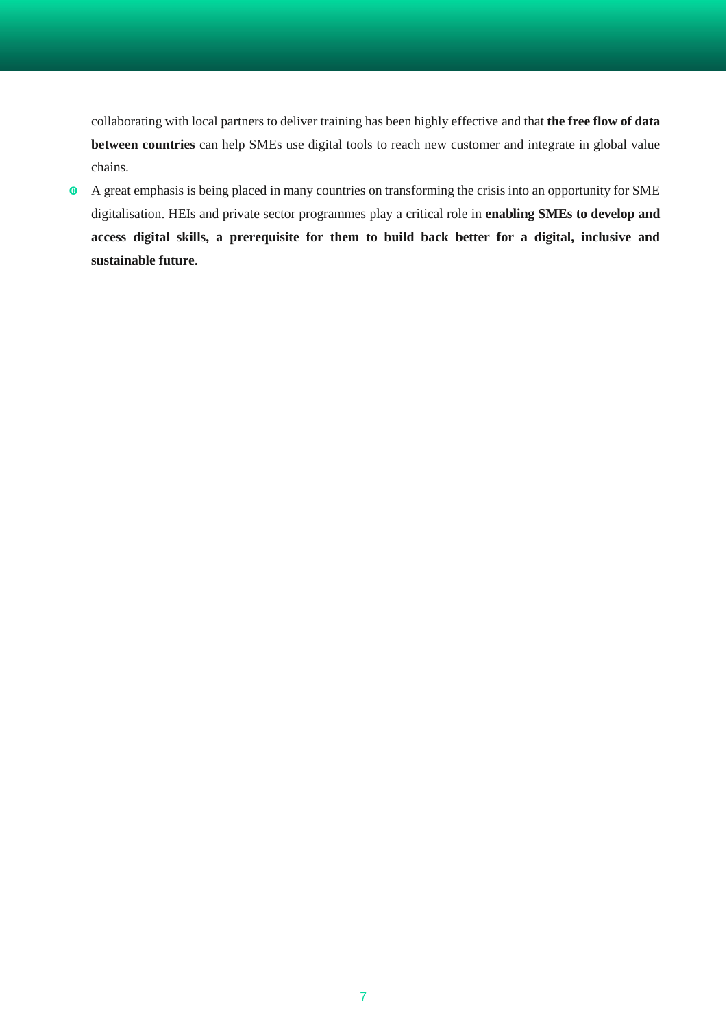collaborating with local partners to deliver training has been highly effective and that **the free flow of data between countries** can help SMEs use digital tools to reach new customer and integrate in global value chains.

- A great emphasis is being placed in many countries on transforming the crisis into an opportunity for SME digitalisation. HEIs and private sector programmes play a critical role in **enabling SMEs to develop and access digital skills, a prerequisite for them to build back better for a digital, inclusive and sustainable future**.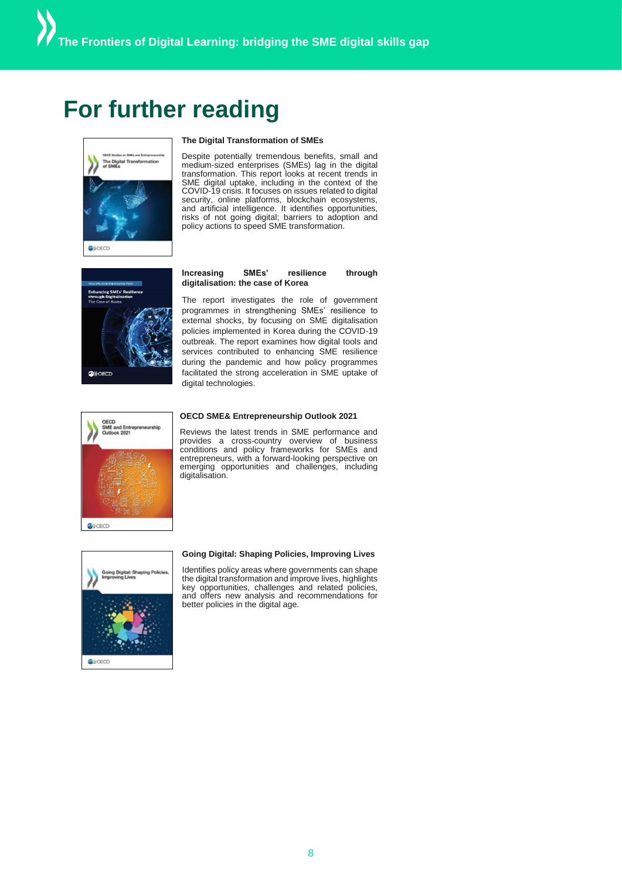# For further reading

**The Digital Transformation of SMEs**

Despite potentially tremendous benefits, small and medium-sized enterprises (SMEs) lag in the digital transformation. This report looks at recent trends in SME digital uptake, including in the context of the COVID-19 crisis. It focuses on issues related to digital security, online platforms, blockchain ecosystems, and artificial intelligence. It identifies opportunities, risks of not going digital; barriers to adoption and policy actions to speed SME transformation.

**Increasing SMEs' resilience through digitalisation: the case of Korea**

The report investigates the role of government programmes in strengthening SMEs' resilience to external shocks, by focusing on SME digitalisation policies implemented in Korea during the COVID-19 outbreak. The report examines how digital tools and services contributed to enhancing SME resilience during the pandemic and how policy programmes facilitated the strong acceleration in SME uptake of digital technologies.

**OECD SME& Entrepreneurship Outlook 2021**

Reviews the latest trends in SME performance and provides a cross-country overview of business conditions and policy frameworks for SMEs and entrepreneurs, with a forward-looking perspective on emerging opportunities and challenges, including digitalisation.

**Going Digital: Shaping Policies, Improving Lives**

Identifies policy areas where governments can shape the digital transformation and improve lives, highlights key opportunities, challenges and related policies, and offers new analysis and recommendations for better policies in the digital age.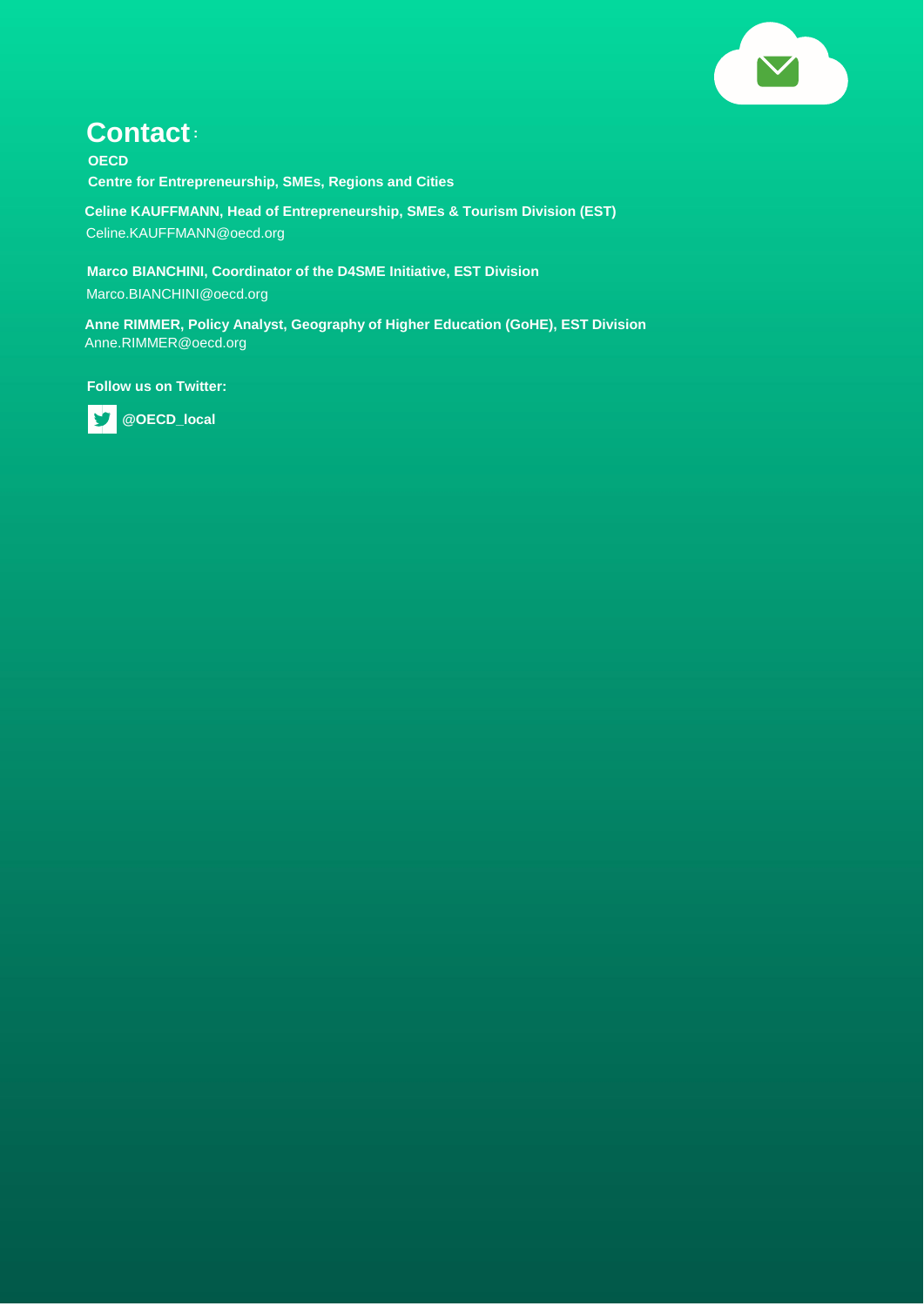## Contact:

**OECD**

**Centre for Entrepreneurship, SMEs, Regions and Cities**

**Celine KAUFFMANN, Head of Entrepreneurship, SMEs & Tourism Division (EST)**
Celine.KAUFFMANN@oecd.org

**Marco BIANCHINI, Coordinator of the D4SME Initiative, EST Division**
Marco.BIANCHINI@oecd.org

**Anne RIMMER, Policy Analyst, Geography of Higher Education (GoHE), EST Division**
Anne.RIMMER@oecd.org

**Follow us on Twitter:**

**@OECD_local**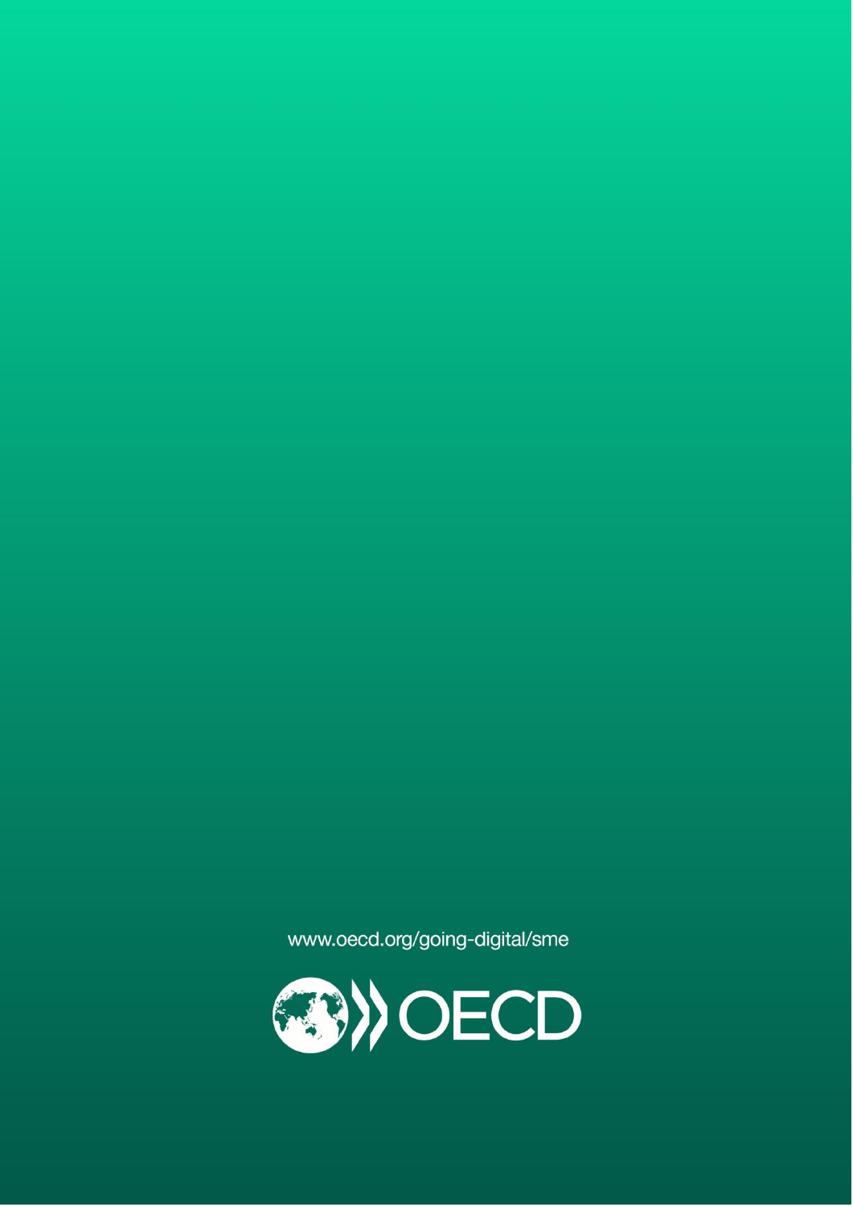www.oecd.org/going-digital/sme

OECD